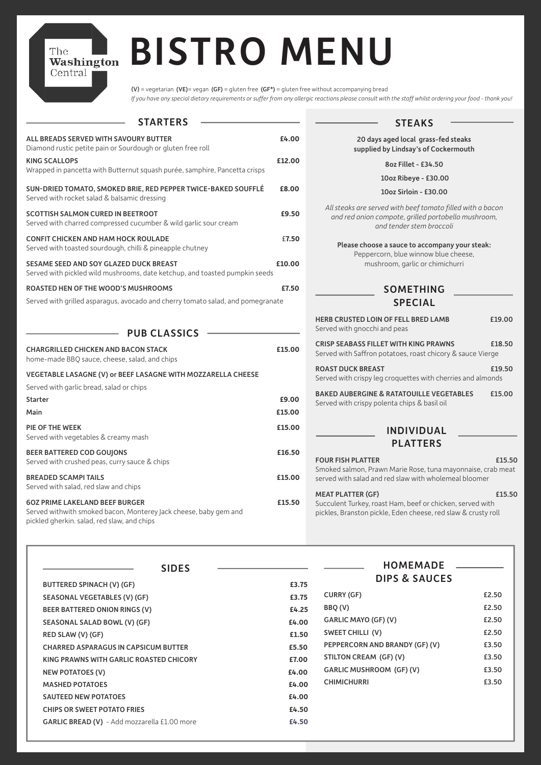The Washington Central

# BISTRO MENU

**(V)** = vegetarian **(VE)**= vegan **(GF)** = gluten free **(GF*)** = gluten free without accompanying bread

*If you have any special dietary requirements or suffer from any allergic reactions please consult with the staff whilst ordering your food - thank you!*

## STARTERS

**ALL BREADS SERVED WITH SAVOURY BUTTER** — **£4.00**
Diamond rustic petite pain or Sourdough or gluten free roll

**KING SCALLOPS** — **£12.00**
Wrapped in pancetta with Butternut squash purée, samphire, Pancetta crisps

**SUN-DRIED TOMATO, SMOKED BRIE, RED PEPPER TWICE-BAKED SOUFFLÉ** — **£8.00**
Served with rocket salad & balsamic dressing

**SCOTTISH SALMON CURED IN BEETROOT** — **£9.50**
Served with charred compressed cucumber & wild garlic sour cream

**CONFIT CHICKEN AND HAM HOCK ROULADE** — **£7.50**
Served with toasted sourdough, chilli & pineapple chutney

**SESAME SEED AND SOY GLAZED DUCK BREAST** — **£10.00**
Served with pickled wild mushrooms, date ketchup, and toasted pumpkin seeds

**ROASTED HEN OF THE WOOD'S MUSHROOMS** — **£7.50**
Served with grilled asparagus, avocado and cherry tomato salad, and pomegranate

## PUB CLASSICS

**CHARGRILLED CHICKEN AND BACON STACK** — **£15.00**
home-made BBQ sauce, cheese, salad, and chips

**VEGETABLE LASAGNE (V) or BEEF LASAGNE WITH MOZZARELLA CHEESE**
Served with garlic bread, salad or chips
- **Starter** — **£9.00**
- **Main** — **£15.00**

**PIE OF THE WEEK** — **£15.00**
Served with vegetables & creamy mash

**BEER BATTERED COD GOUJONS** — **£16.50**
Served with crushed peas, curry sauce & chips

**BREADED SCAMPI TAILS** — **£15.00**
Served with salad, red slaw and chips

**6OZ PRIME LAKELAND BEEF BURGER** — **£15.50**
Served withwith smoked bacon, Monterey Jack cheese, baby gem and pickled gherkin. salad, red slaw, and chips

## STEAKS

**20 days aged local grass-fed steaks supplied by Lindsay's of Cockermouth**

**8oz Fillet - £34.50**

**10oz Ribeye - £30.00**

**10oz Sirloin - £30.00**

*All steaks are served with beef tomato filled with a bacon and red onion compote, grilled portobello mushroom, and tender stem broccoli*

**Please choose a sauce to accompany your steak:**
Peppercorn, blue winnow blue cheese, mushroom, garlic or chimichurri

## SOMETHING SPECIAL

**HERB CRUSTED LOIN OF FELL BRED LAMB** — **£19.00**
Served with gnocchi and peas

**CRISP SEABASS FILLET WITH KING PRAWNS** — **£18.50**
Served with Saffron potatoes, roast chicory & sauce Vierge

**ROAST DUCK BREAST** — **£19.50**
Served with crispy leg croquettes with cherries and almonds

**BAKED AUBERGINE & RATATOUILLE VEGETABLES** — **£15.00**
Served with crispy polenta chips & basil oil

## INDIVIDUAL PLATTERS

**FOUR FISH PLATTER** — **£15.50**
Smoked salmon, Prawn Marie Rose, tuna mayonnaise, crab meat served with salad and red slaw with wholemeal bloomer

**MEAT PLATTER (GF)** — **£15.50**
Succulent Turkey, roast Ham, beef or chicken, served with pickles, Branston pickle, Eden cheese, red slaw & crusty roll

## SIDES

| Item | Price |
|---|---|
| **BUTTERED SPINACH (V) (GF)** | **£3.75** |
| **SEASONAL VEGETABLES (V) (GF)** | **£3.75** |
| **BEER BATTERED ONION RINGS (V)** | **£4.25** |
| **SEASONAL SALAD BOWL (V) (GF)** | **£4.00** |
| **RED SLAW (V) (GF)** | **£1.50** |
| **CHARRED ASPARAGUS IN CAPSICUM BUTTER** | **£5.50** |
| **KING PRAWNS WITH GARLIC ROASTED CHICORY** | **£7.00** |
| **NEW POTATOES (V)** | **£4.00** |
| **MASHED POTATOES** | **£4.00** |
| **SAUTEED NEW POTATOES** | **£4.00** |
| **CHIPS OR SWEET POTATO FRIES** | **£4.50** |
| **GARLIC BREAD (V)** - Add mozzarella £1.00 more | **£4.50** |

## HOMEMADE DIPS & SAUCES

| Item | Price |
|---|---|
| **CURRY (GF)** | **£2.50** |
| **BBQ (V)** | **£2.50** |
| **GARLIC MAYO (GF) (V)** | **£2.50** |
| **SWEET CHILLI (V)** | **£2.50** |
| **PEPPERCORN AND BRANDY (GF) (V)** | **£3.50** |
| **STILTON CREAM (GF) (V)** | **£3.50** |
| **GARLIC MUSHROOM (GF) (V)** | **£3.50** |
| **CHIMICHURRI** | **£3.50** |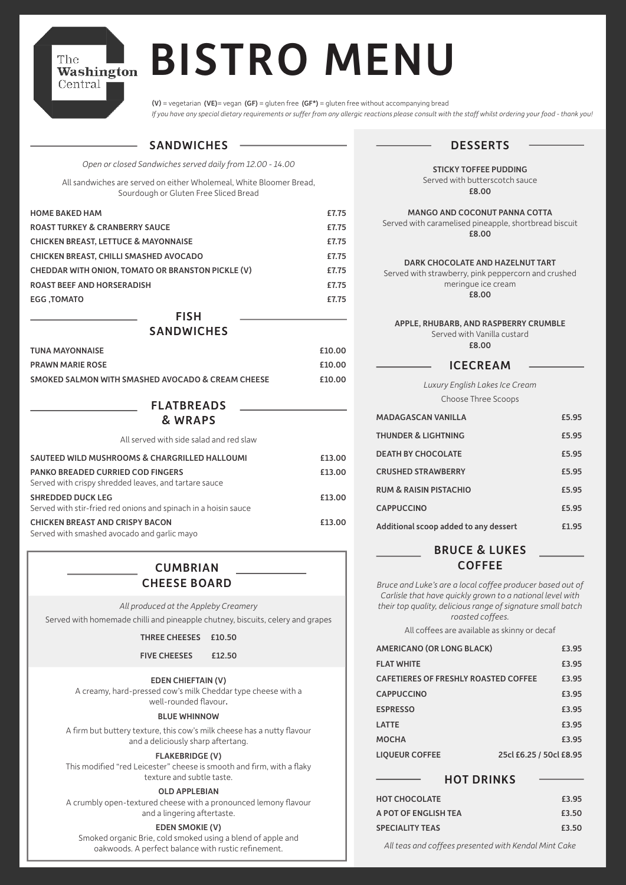The Washington Central

# BISTRO MENU

**(V)** = vegetarian **(VE)**= vegan **(GF)** = gluten free **(GF*)** = gluten free without accompanying bread

*If you have any special dietary requirements or suffer from any allergic reactions please consult with the staff whilst ordering your food - thank you!*

## SANDWICHES

*Open or closed Sandwiches served daily from 12.00 - 14.00*

All sandwiches are served on either Wholemeal, White Bloomer Bread, Sourdough or Gluten Free Sliced Bread

| | |
|---|---|
| **HOME BAKED HAM** | **£7.75** |
| **ROAST TURKEY & CRANBERRY SAUCE** | **£7.75** |
| **CHICKEN BREAST, LETTUCE & MAYONNAISE** | **£7.75** |
| **CHICKEN BREAST, CHILLI SMASHED AVOCADO** | **£7.75** |
| **CHEDDAR WITH ONION, TOMATO OR BRANSTON PICKLE (V)** | **£7.75** |
| **ROAST BEEF AND HORSERADISH** | **£7.75** |
| **EGG ,TOMATO** | **£7.75** |

## FISH SANDWICHES

| | |
|---|---|
| **TUNA MAYONNAISE** | **£10.00** |
| **PRAWN MARIE ROSE** | **£10.00** |
| **SMOKED SALMON WITH SMASHED AVOCADO & CREAM CHEESE** | **£10.00** |

## FLATBREADS & WRAPS

All served with side salad and red slaw

| | |
|---|---|
| **SAUTEED WILD MUSHROOMS & CHARGRILLED HALLOUMI** | **£13.00** |
| **PANKO BREADED CURRIED COD FINGERS**<br>Served with crispy shredded leaves, and tartare sauce | **£13.00** |
| **SHREDDED DUCK LEG**<br>Served with stir-fried red onions and spinach in a hoisin sauce | **£13.00** |
| **CHICKEN BREAST AND CRISPY BACON**<br>Served with smashed avocado and garlic mayo | **£13.00** |

## CUMBRIAN CHEESE BOARD

*All produced at the Appleby Creamery*

Served with homemade chilli and pineapple chutney, biscuits, celery and grapes

**THREE CHEESES £10.50**

**FIVE CHEESES £12.50**

**EDEN CHIEFTAIN (V)**
A creamy, hard-pressed cow's milk Cheddar type cheese with a well-rounded flavour.

**BLUE WHINNOW**
A firm but buttery texture, this cow's milk cheese has a nutty flavour and a deliciously sharp aftertang.

**FLAKEBRIDGE (V)**
This modified "red Leicester" cheese is smooth and firm, with a flaky texture and subtle taste.

**OLD APPLEBIAN**
A crumbly open-textured cheese with a pronounced lemony flavour and a lingering aftertaste.

**EDEN SMOKIE (V)**
Smoked organic Brie, cold smoked using a blend of apple and oakwoods. A perfect balance with rustic refinement.

## DESSERTS

**STICKY TOFFEE PUDDING**
Served with butterscotch sauce
**£8.00**

**MANGO AND COCONUT PANNA COTTA**
Served with caramelised pineapple, shortbread biscuit
**£8.00**

**DARK CHOCOLATE AND HAZELNUT TART**
Served with strawberry, pink peppercorn and crushed meringue ice cream
**£8.00**

**APPLE, RHUBARB, AND RASPBERRY CRUMBLE**
Served with Vanilla custard
**£8.00**

## ICECREAM

*Luxury English Lakes Ice Cream*

Choose Three Scoops

| | |
|---|---|
| **MADAGASCAN VANILLA** | **£5.95** |
| **THUNDER & LIGHTNING** | **£5.95** |
| **DEATH BY CHOCOLATE** | **£5.95** |
| **CRUSHED STRAWBERRY** | **£5.95** |
| **RUM & RAISIN PISTACHIO** | **£5.95** |
| **CAPPUCCINO** | **£5.95** |
| **Additional scoop added to any dessert** | **£1.95** |

## BRUCE & LUKES COFFEE

*Bruce and Luke's are a local coffee producer based out of Carlisle that have quickly grown to a national level with their top quality, delicious range of signature small batch roasted coffees.*

All coffees are available as skinny or decaf

| | |
|---|---|
| **AMERICANO (OR LONG BLACK)** | **£3.95** |
| **FLAT WHITE** | **£3.95** |
| **CAFETIERES OF FRESHLY ROASTED COFFEE** | **£3.95** |
| **CAPPUCCINO** | **£3.95** |
| **ESPRESSO** | **£3.95** |
| **LATTE** | **£3.95** |
| **MOCHA** | **£3.95** |
| **LIQUEUR COFFEE** | **25cl £6.25 / 50cl £8.95** |

## HOT DRINKS

| | |
|---|---|
| **HOT CHOCOLATE** | **£3.95** |
| **A POT OF ENGLISH TEA** | **£3.50** |
| **SPECIALITY TEAS** | **£3.50** |

*All teas and coffees presented with Kendal Mint Cake*